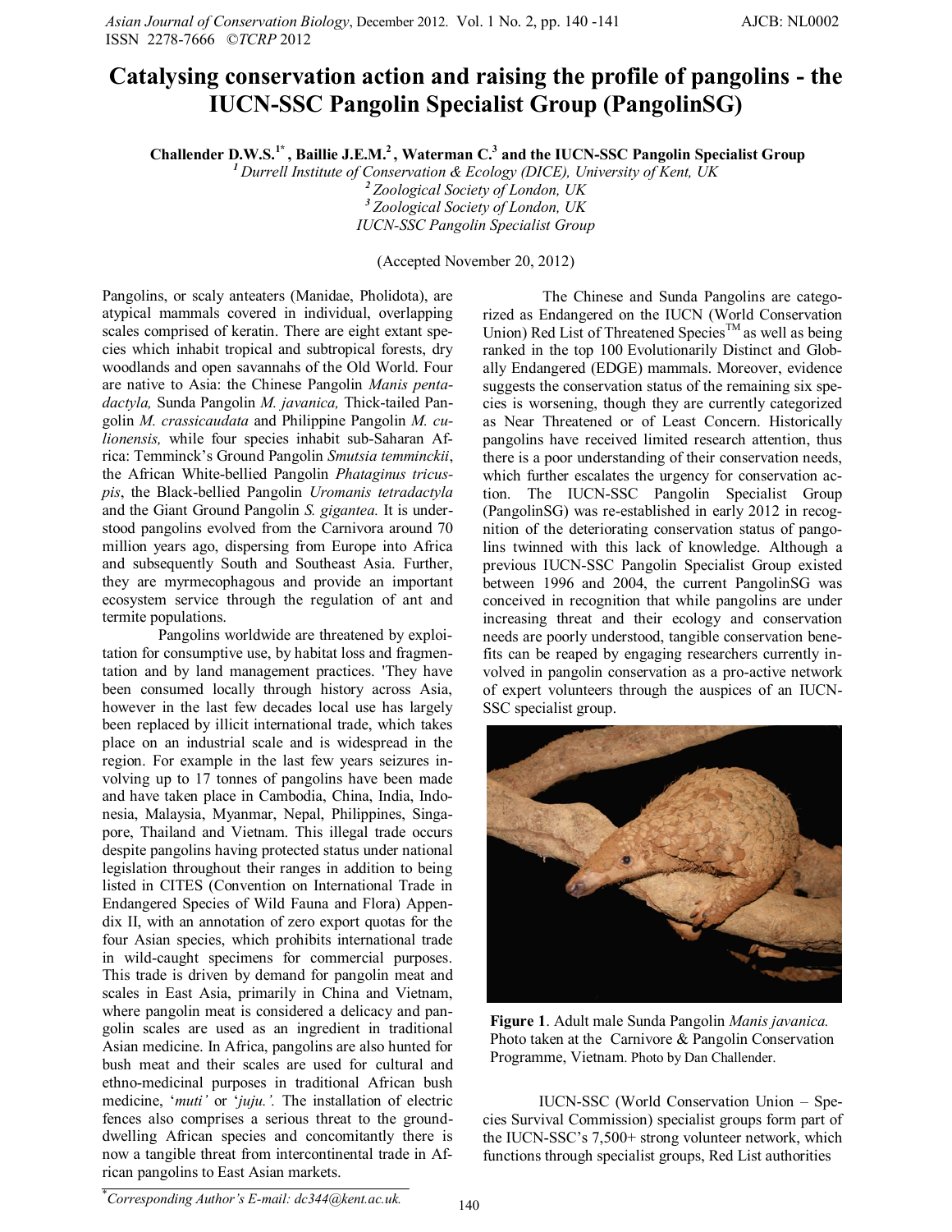# Catalysing conservation action and raising the profile of pangolins - the IUCN-SSC Pangolin Specialist Group (PangolinSG)

**Challender D.W.S.[1*], Baillie J.E.M.[2], Waterman C.[3] and the IUCN-SSC Pangolin Specialist Group**

*[1] Durrell Institute of Conservation & Ecology (DICE), University of Kent, UK*
*[2] Zoological Society of London, UK*
*[3] Zoological Society of London, UK*
*IUCN-SSC Pangolin Specialist Group*

(Accepted November 20, 2012)

Pangolins, or scaly anteaters (Manidae, Pholidota), are atypical mammals covered in individual, overlapping scales comprised of keratin. There are eight extant species which inhabit tropical and subtropical forests, dry woodlands and open savannahs of the Old World. Four are native to Asia: the Chinese Pangolin *Manis pentadactyla,* Sunda Pangolin *M. javanica,* Thick-tailed Pangolin *M. crassicaudata* and Philippine Pangolin *M. culionensis,* while four species inhabit sub-Saharan Africa: Temminck's Ground Pangolin *Smutsia temminckii*, the African White-bellied Pangolin *Phataginus tricuspis*, the Black-bellied Pangolin *Uromanis tetradactyla* and the Giant Ground Pangolin *S. gigantea.* It is understood pangolins evolved from the Carnivora around 70 million years ago, dispersing from Europe into Africa and subsequently South and Southeast Asia. Further, they are myrmecophagous and provide an important ecosystem service through the regulation of ant and termite populations.

Pangolins worldwide are threatened by exploitation for consumptive use, by habitat loss and fragmentation and by land management practices. 'They have been consumed locally through history across Asia, however in the last few decades local use has largely been replaced by illicit international trade, which takes place on an industrial scale and is widespread in the region. For example in the last few years seizures involving up to 17 tonnes of pangolins have been made and have taken place in Cambodia, China, India, Indonesia, Malaysia, Myanmar, Nepal, Philippines, Singapore, Thailand and Vietnam. This illegal trade occurs despite pangolins having protected status under national legislation throughout their ranges in addition to being listed in CITES (Convention on International Trade in Endangered Species of Wild Fauna and Flora) Appendix II, with an annotation of zero export quotas for the four Asian species, which prohibits international trade in wild-caught specimens for commercial purposes. This trade is driven by demand for pangolin meat and scales in East Asia, primarily in China and Vietnam, where pangolin meat is considered a delicacy and pangolin scales are used as an ingredient in traditional Asian medicine. In Africa, pangolins are also hunted for bush meat and their scales are used for cultural and ethno-medicinal purposes in traditional African bush medicine, '*muti'* or '*juju.'.* The installation of electric fences also comprises a serious threat to the ground-dwelling African species and concomitantly there is now a tangible threat from intercontinental trade in African pangolins to East Asian markets.

The Chinese and Sunda Pangolins are categorized as Endangered on the IUCN (World Conservation Union) Red List of Threatened Species™ as well as being ranked in the top 100 Evolutionarily Distinct and Globally Endangered (EDGE) mammals. Moreover, evidence suggests the conservation status of the remaining six species is worsening, though they are currently categorized as Near Threatened or of Least Concern. Historically pangolins have received limited research attention, thus there is a poor understanding of their conservation needs, which further escalates the urgency for conservation action. The IUCN-SSC Pangolin Specialist Group (PangolinSG) was re-established in early 2012 in recognition of the deteriorating conservation status of pangolins twinned with this lack of knowledge. Although a previous IUCN-SSC Pangolin Specialist Group existed between 1996 and 2004, the current PangolinSG was conceived in recognition that while pangolins are under increasing threat and their ecology and conservation needs are poorly understood, tangible conservation benefits can be reaped by engaging researchers currently involved in pangolin conservation as a pro-active network of expert volunteers through the auspices of an IUCN-SSC specialist group.

**Figure 1**. Adult male Sunda Pangolin *Manis javanica.* Photo taken at the Carnivore & Pangolin Conservation Programme, Vietnam. Photo by Dan Challender.

IUCN-SSC (World Conservation Union – Species Survival Commission) specialist groups form part of the IUCN-SSC's 7,500+ strong volunteer network, which functions through specialist groups, Red List authorities

*Corresponding Author's E-mail: dc344@kent.ac.uk.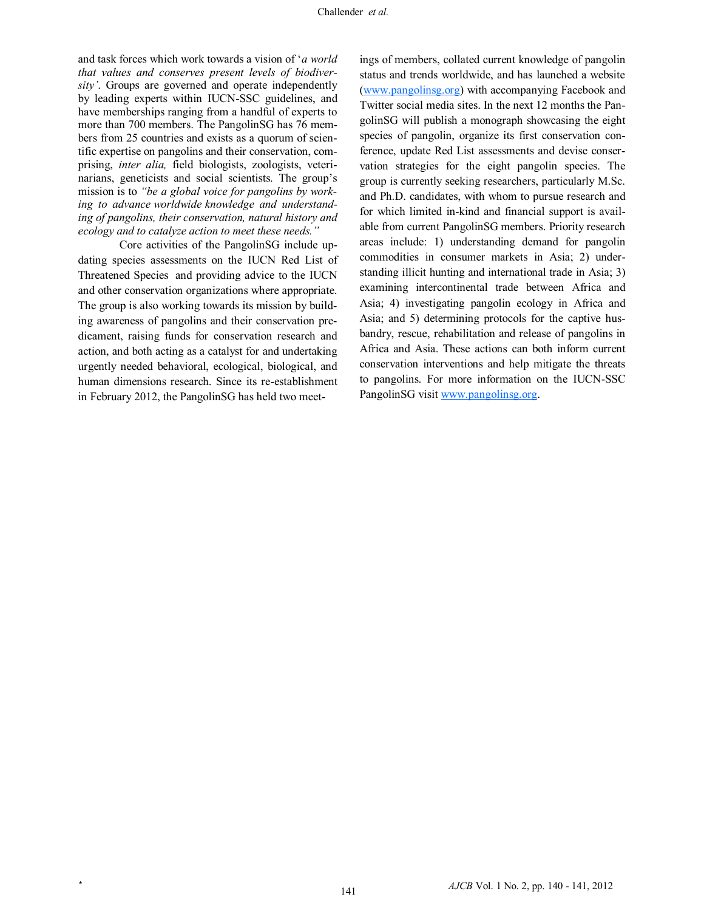and task forces which work towards a vision of '*a world that values and conserves present levels of biodiversity'*. Groups are governed and operate independently by leading experts within IUCN-SSC guidelines, and have memberships ranging from a handful of experts to more than 700 members. The PangolinSG has 76 members from 25 countries and exists as a quorum of scientific expertise on pangolins and their conservation, comprising, *inter alia,* field biologists, zoologists, veterinarians, geneticists and social scientists. The group's mission is to *"be a global voice for pangolins by working to advance worldwide knowledge and understanding of pangolins, their conservation, natural history and ecology and to catalyze action to meet these needs."*

Core activities of the PangolinSG include updating species assessments on the IUCN Red List of Threatened Species and providing advice to the IUCN and other conservation organizations where appropriate. The group is also working towards its mission by building awareness of pangolins and their conservation predicament, raising funds for conservation research and action, and both acting as a catalyst for and undertaking urgently needed behavioral, ecological, biological, and human dimensions research. Since its re-establishment in February 2012, the PangolinSG has held two meetings of members, collated current knowledge of pangolin status and trends worldwide, and has launched a website (www.pangolinsg.org) with accompanying Facebook and Twitter social media sites. In the next 12 months the PangolinSG will publish a monograph showcasing the eight species of pangolin, organize its first conservation conference, update Red List assessments and devise conservation strategies for the eight pangolin species. The group is currently seeking researchers, particularly M.Sc. and Ph.D. candidates, with whom to pursue research and for which limited in-kind and financial support is available from current PangolinSG members. Priority research areas include: 1) understanding demand for pangolin commodities in consumer markets in Asia; 2) understanding illicit hunting and international trade in Asia; 3) examining intercontinental trade between Africa and Asia; 4) investigating pangolin ecology in Africa and Asia; and 5) determining protocols for the captive husbandry, rescue, rehabilitation and release of pangolins in Africa and Asia. These actions can both inform current conservation interventions and help mitigate the threats to pangolins. For more information on the IUCN-SSC PangolinSG visit www.pangolinsg.org.